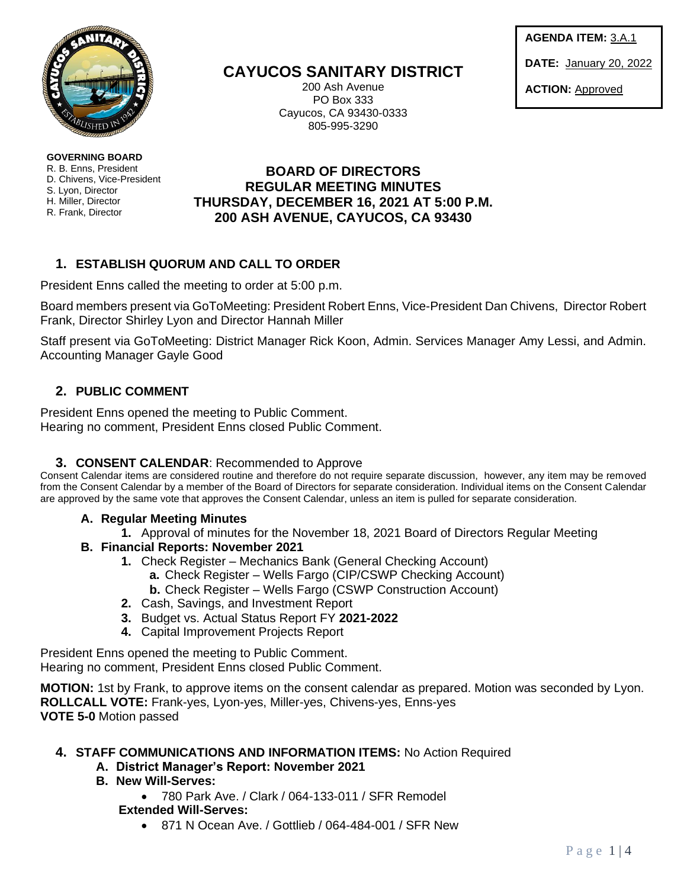**AGENDA ITEM:** 3.A.1

**DATE:** January 20, 2022

**ACTION:** Approved

# CAYUCOS SANITARY DISTRICT

200 Ash Avenue
PO Box 333
Cayucos, CA 93430-0333
805-995-3290

**GOVERNING BOARD**
R. B. Enns, President
D. Chivens, Vice-President
S. Lyon, Director
H. Miller, Director
R. Frank, Director

## BOARD OF DIRECTORS
## REGULAR MEETING MINUTES
## THURSDAY, DECEMBER 16, 2021 AT 5:00 P.M.
## 200 ASH AVENUE, CAYUCOS, CA 93430

### 1. ESTABLISH QUORUM AND CALL TO ORDER

President Enns called the meeting to order at 5:00 p.m.

Board members present via GoToMeeting: President Robert Enns, Vice-President Dan Chivens, Director Robert Frank, Director Shirley Lyon and Director Hannah Miller

Staff present via GoToMeeting: District Manager Rick Koon, Admin. Services Manager Amy Lessi, and Admin. Accounting Manager Gayle Good

### 2. PUBLIC COMMENT

President Enns opened the meeting to Public Comment.
Hearing no comment, President Enns closed Public Comment.

### 3. CONSENT CALENDAR: Recommended to Approve

Consent Calendar items are considered routine and therefore do not require separate discussion, however, any item may be removed from the Consent Calendar by a member of the Board of Directors for separate consideration. Individual items on the Consent Calendar are approved by the same vote that approves the Consent Calendar, unless an item is pulled for separate consideration.

**A. Regular Meeting Minutes**

1. Approval of minutes for the November 18, 2021 Board of Directors Regular Meeting

**B. Financial Reports: November 2021**

1. Check Register – Mechanics Bank (General Checking Account)
   a. Check Register – Wells Fargo (CIP/CSWP Checking Account)
   b. Check Register – Wells Fargo (CSWP Construction Account)
2. Cash, Savings, and Investment Report
3. Budget vs. Actual Status Report FY **2021-2022**
4. Capital Improvement Projects Report

President Enns opened the meeting to Public Comment.
Hearing no comment, President Enns closed Public Comment.

**MOTION:** 1st by Frank, to approve items on the consent calendar as prepared. Motion was seconded by Lyon.
**ROLLCALL VOTE:** Frank-yes, Lyon-yes, Miller-yes, Chivens-yes, Enns-yes
**VOTE 5-0** Motion passed

### 4. STAFF COMMUNICATIONS AND INFORMATION ITEMS: No Action Required

**A. District Manager's Report: November 2021**

**B. New Will-Serves:**

- 780 Park Ave. / Clark / 064-133-011 / SFR Remodel

**Extended Will-Serves:**

- 871 N Ocean Ave. / Gottlieb / 064-484-001 / SFR New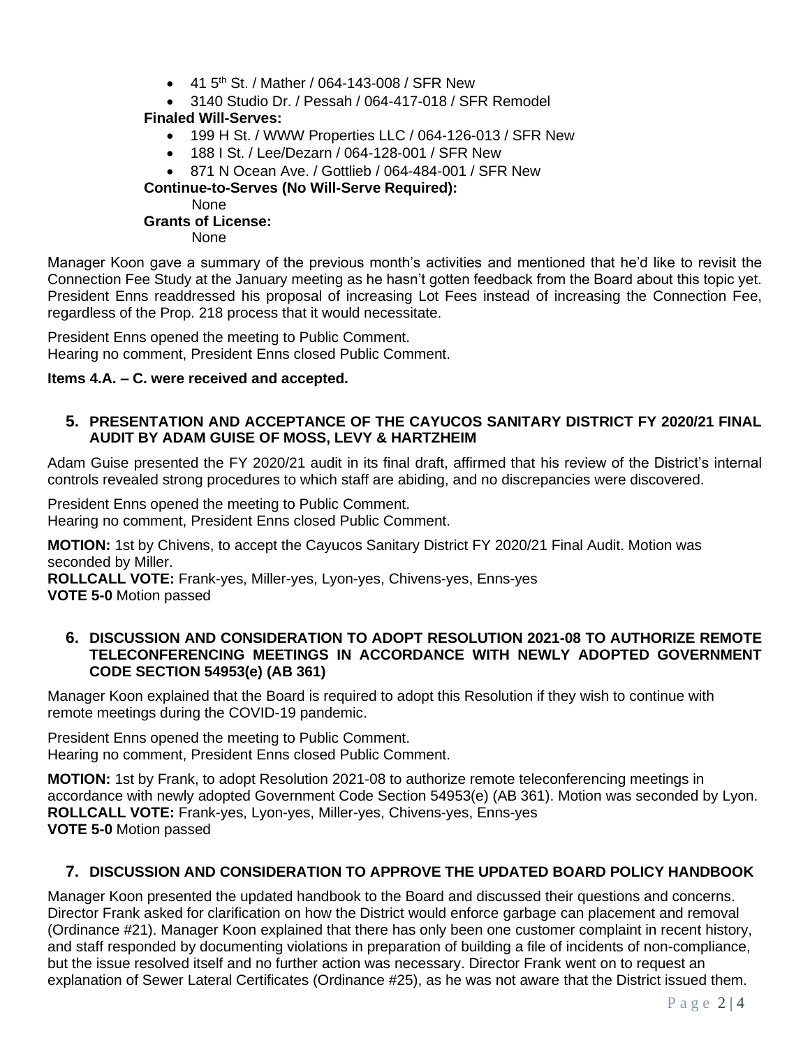- 41 5th St. / Mather / 064-143-008 / SFR New
- 3140 Studio Dr. / Pessah / 064-417-018 / SFR Remodel

**Finaled Will-Serves:**

- 199 H St. / WWW Properties LLC / 064-126-013 / SFR New
- 188 I St. / Lee/Dezarn / 064-128-001 / SFR New
- 871 N Ocean Ave. / Gottlieb / 064-484-001 / SFR New

**Continue-to-Serves (No Will-Serve Required):**

None

**Grants of License:**

None

Manager Koon gave a summary of the previous month's activities and mentioned that he'd like to revisit the Connection Fee Study at the January meeting as he hasn't gotten feedback from the Board about this topic yet. President Enns readdressed his proposal of increasing Lot Fees instead of increasing the Connection Fee, regardless of the Prop. 218 process that it would necessitate.

President Enns opened the meeting to Public Comment.
Hearing no comment, President Enns closed Public Comment.

**Items 4.A. – C. were received and accepted.**

## 5. PRESENTATION AND ACCEPTANCE OF THE CAYUCOS SANITARY DISTRICT FY 2020/21 FINAL AUDIT BY ADAM GUISE OF MOSS, LEVY & HARTZHEIM

Adam Guise presented the FY 2020/21 audit in its final draft, affirmed that his review of the District's internal controls revealed strong procedures to which staff are abiding, and no discrepancies were discovered.

President Enns opened the meeting to Public Comment.
Hearing no comment, President Enns closed Public Comment.

**MOTION:** 1st by Chivens, to accept the Cayucos Sanitary District FY 2020/21 Final Audit. Motion was seconded by Miller.
**ROLLCALL VOTE:** Frank-yes, Miller-yes, Lyon-yes, Chivens-yes, Enns-yes
**VOTE 5-0** Motion passed

## 6. DISCUSSION AND CONSIDERATION TO ADOPT RESOLUTION 2021-08 TO AUTHORIZE REMOTE TELECONFERENCING MEETINGS IN ACCORDANCE WITH NEWLY ADOPTED GOVERNMENT CODE SECTION 54953(e) (AB 361)

Manager Koon explained that the Board is required to adopt this Resolution if they wish to continue with remote meetings during the COVID-19 pandemic.

President Enns opened the meeting to Public Comment.
Hearing no comment, President Enns closed Public Comment.

**MOTION:** 1st by Frank, to adopt Resolution 2021-08 to authorize remote teleconferencing meetings in accordance with newly adopted Government Code Section 54953(e) (AB 361). Motion was seconded by Lyon.
**ROLLCALL VOTE:** Frank-yes, Lyon-yes, Miller-yes, Chivens-yes, Enns-yes
**VOTE 5-0** Motion passed

## 7. DISCUSSION AND CONSIDERATION TO APPROVE THE UPDATED BOARD POLICY HANDBOOK

Manager Koon presented the updated handbook to the Board and discussed their questions and concerns. Director Frank asked for clarification on how the District would enforce garbage can placement and removal (Ordinance #21). Manager Koon explained that there has only been one customer complaint in recent history, and staff responded by documenting violations in preparation of building a file of incidents of non-compliance, but the issue resolved itself and no further action was necessary. Director Frank went on to request an explanation of Sewer Lateral Certificates (Ordinance #25), as he was not aware that the District issued them.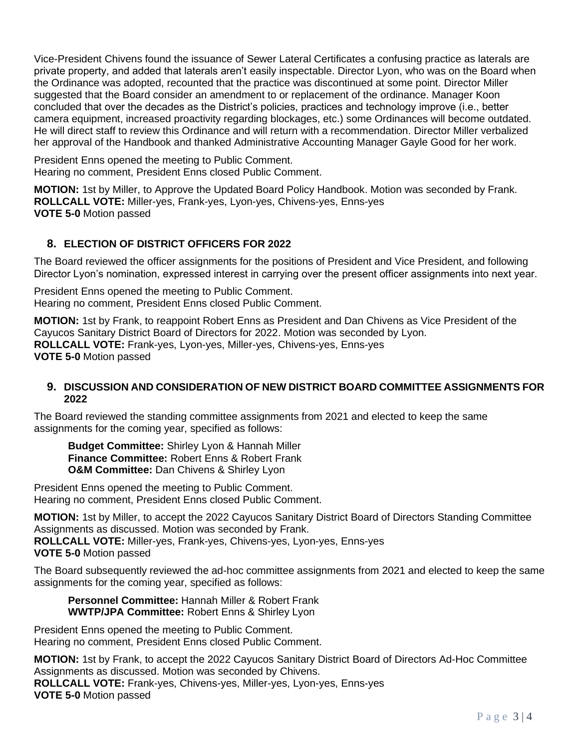Vice-President Chivens found the issuance of Sewer Lateral Certificates a confusing practice as laterals are private property, and added that laterals aren't easily inspectable. Director Lyon, who was on the Board when the Ordinance was adopted, recounted that the practice was discontinued at some point. Director Miller suggested that the Board consider an amendment to or replacement of the ordinance. Manager Koon concluded that over the decades as the District's policies, practices and technology improve (i.e., better camera equipment, increased proactivity regarding blockages, etc.) some Ordinances will become outdated. He will direct staff to review this Ordinance and will return with a recommendation. Director Miller verbalized her approval of the Handbook and thanked Administrative Accounting Manager Gayle Good for her work.

President Enns opened the meeting to Public Comment.
Hearing no comment, President Enns closed Public Comment.

**MOTION:** 1st by Miller, to Approve the Updated Board Policy Handbook. Motion was seconded by Frank.
**ROLLCALL VOTE:** Miller-yes, Frank-yes, Lyon-yes, Chivens-yes, Enns-yes
**VOTE 5-0** Motion passed

## 8. ELECTION OF DISTRICT OFFICERS FOR 2022

The Board reviewed the officer assignments for the positions of President and Vice President, and following Director Lyon's nomination, expressed interest in carrying over the present officer assignments into next year.

President Enns opened the meeting to Public Comment.
Hearing no comment, President Enns closed Public Comment.

**MOTION:** 1st by Frank, to reappoint Robert Enns as President and Dan Chivens as Vice President of the Cayucos Sanitary District Board of Directors for 2022. Motion was seconded by Lyon.
**ROLLCALL VOTE:** Frank-yes, Lyon-yes, Miller-yes, Chivens-yes, Enns-yes
**VOTE 5-0** Motion passed

## 9. DISCUSSION AND CONSIDERATION OF NEW DISTRICT BOARD COMMITTEE ASSIGNMENTS FOR 2022

The Board reviewed the standing committee assignments from 2021 and elected to keep the same assignments for the coming year, specified as follows:

**Budget Committee:** Shirley Lyon & Hannah Miller
**Finance Committee:** Robert Enns & Robert Frank
**O&M Committee:** Dan Chivens & Shirley Lyon

President Enns opened the meeting to Public Comment.
Hearing no comment, President Enns closed Public Comment.

**MOTION:** 1st by Miller, to accept the 2022 Cayucos Sanitary District Board of Directors Standing Committee Assignments as discussed. Motion was seconded by Frank.
**ROLLCALL VOTE:** Miller-yes, Frank-yes, Chivens-yes, Lyon-yes, Enns-yes
**VOTE 5-0** Motion passed

The Board subsequently reviewed the ad-hoc committee assignments from 2021 and elected to keep the same assignments for the coming year, specified as follows:

**Personnel Committee:** Hannah Miller & Robert Frank
**WWTP/JPA Committee:** Robert Enns & Shirley Lyon

President Enns opened the meeting to Public Comment.
Hearing no comment, President Enns closed Public Comment.

**MOTION:** 1st by Frank, to accept the 2022 Cayucos Sanitary District Board of Directors Ad-Hoc Committee Assignments as discussed. Motion was seconded by Chivens.
**ROLLCALL VOTE:** Frank-yes, Chivens-yes, Miller-yes, Lyon-yes, Enns-yes
**VOTE 5-0** Motion passed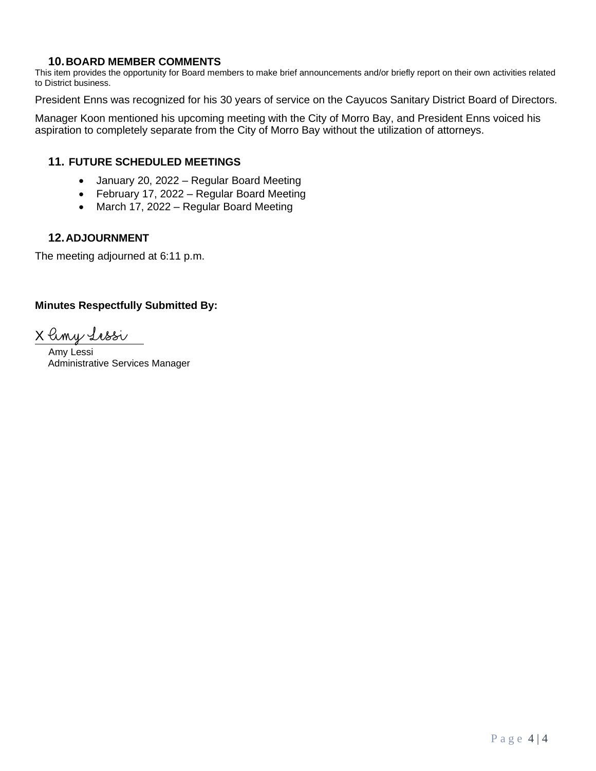## 10. BOARD MEMBER COMMENTS

This item provides the opportunity for Board members to make brief announcements and/or briefly report on their own activities related to District business.

President Enns was recognized for his 30 years of service on the Cayucos Sanitary District Board of Directors.

Manager Koon mentioned his upcoming meeting with the City of Morro Bay, and President Enns voiced his aspiration to completely separate from the City of Morro Bay without the utilization of attorneys.

## 11. FUTURE SCHEDULED MEETINGS

- January 20, 2022 – Regular Board Meeting
- February 17, 2022 – Regular Board Meeting
- March 17, 2022 – Regular Board Meeting

## 12. ADJOURNMENT

The meeting adjourned at 6:11 p.m.

**Minutes Respectfully Submitted By:**

X Amy Lessi

Amy Lessi
Administrative Services Manager